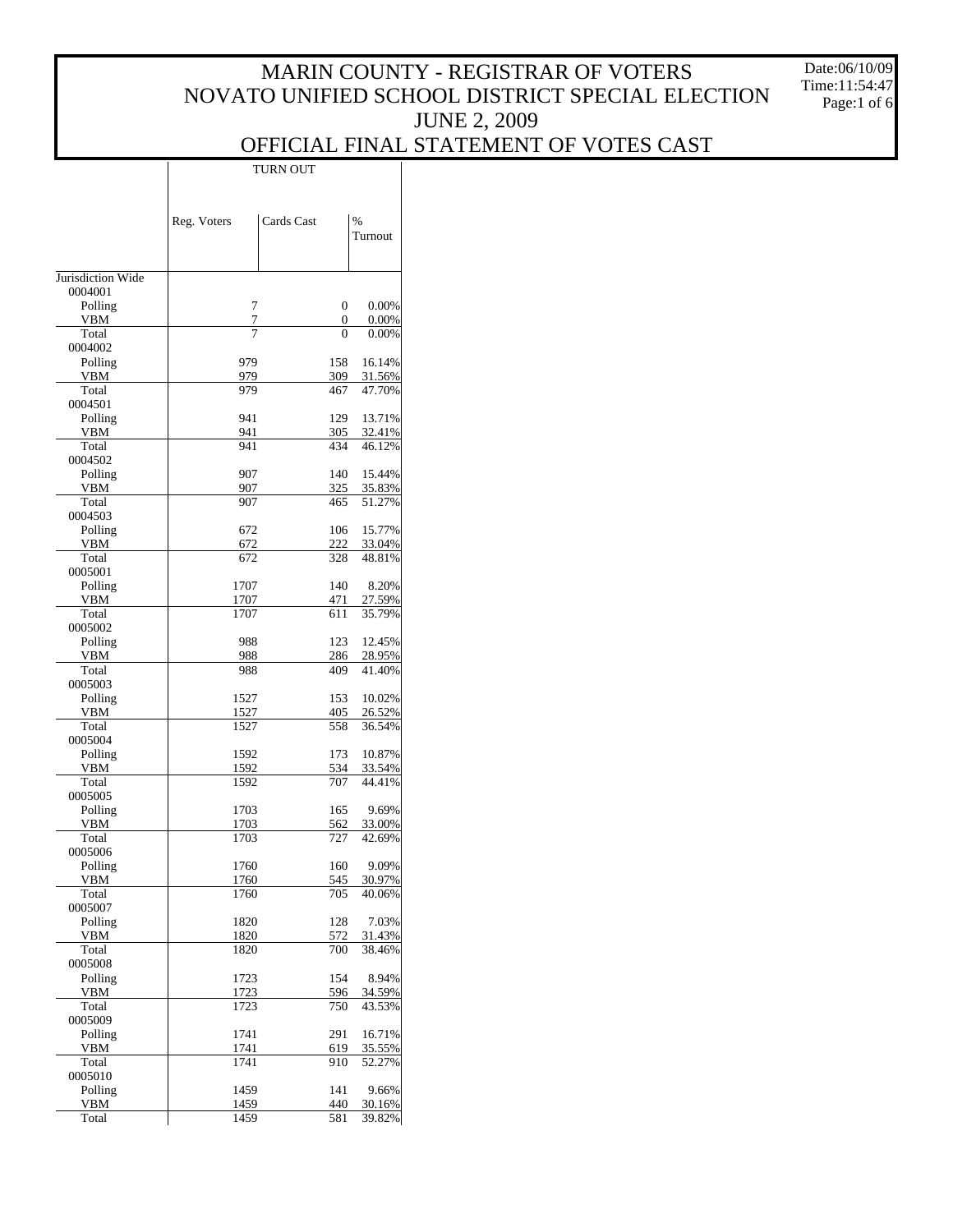# MARIN COUNTY - REGISTRAR OF VOTERS
# NOVATO UNIFIED SCHOOL DISTRICT SPECIAL ELECTION
# JUNE 2, 2009
# OFFICIAL FINAL STATEMENT OF VOTES CAST

Date:06/10/09
Time:11:54:47

| | TURN OUT | | |
|---|---|---|---|
| | Reg. Voters | Cards Cast | % Turnout |
| Jurisdiction Wide | | | |
| 0004001 | | | |
| Polling | 7 | 0 | 0.00% |
| VBM | 7 | 0 | 0.00% |
| Total | 7 | 0 | 0.00% |
| 0004002 | | | |
| Polling | 979 | 158 | 16.14% |
| VBM | 979 | 309 | 31.56% |
| Total | 979 | 467 | 47.70% |
| 0004501 | | | |
| Polling | 941 | 129 | 13.71% |
| VBM | 941 | 305 | 32.41% |
| Total | 941 | 434 | 46.12% |
| 0004502 | | | |
| Polling | 907 | 140 | 15.44% |
| VBM | 907 | 325 | 35.83% |
| Total | 907 | 465 | 51.27% |
| 0004503 | | | |
| Polling | 672 | 106 | 15.77% |
| VBM | 672 | 222 | 33.04% |
| Total | 672 | 328 | 48.81% |
| 0005001 | | | |
| Polling | 1707 | 140 | 8.20% |
| VBM | 1707 | 471 | 27.59% |
| Total | 1707 | 611 | 35.79% |
| 0005002 | | | |
| Polling | 988 | 123 | 12.45% |
| VBM | 988 | 286 | 28.95% |
| Total | 988 | 409 | 41.40% |
| 0005003 | | | |
| Polling | 1527 | 153 | 10.02% |
| VBM | 1527 | 405 | 26.52% |
| Total | 1527 | 558 | 36.54% |
| 0005004 | | | |
| Polling | 1592 | 173 | 10.87% |
| VBM | 1592 | 534 | 33.54% |
| Total | 1592 | 707 | 44.41% |
| 0005005 | | | |
| Polling | 1703 | 165 | 9.69% |
| VBM | 1703 | 562 | 33.00% |
| Total | 1703 | 727 | 42.69% |
| 0005006 | | | |
| Polling | 1760 | 160 | 9.09% |
| VBM | 1760 | 545 | 30.97% |
| Total | 1760 | 705 | 40.06% |
| 0005007 | | | |
| Polling | 1820 | 128 | 7.03% |
| VBM | 1820 | 572 | 31.43% |
| Total | 1820 | 700 | 38.46% |
| 0005008 | | | |
| Polling | 1723 | 154 | 8.94% |
| VBM | 1723 | 596 | 34.59% |
| Total | 1723 | 750 | 43.53% |
| 0005009 | | | |
| Polling | 1741 | 291 | 16.71% |
| VBM | 1741 | 619 | 35.55% |
| Total | 1741 | 910 | 52.27% |
| 0005010 | | | |
| Polling | 1459 | 141 | 9.66% |
| VBM | 1459 | 440 | 30.16% |
| Total | 1459 | 581 | 39.82% |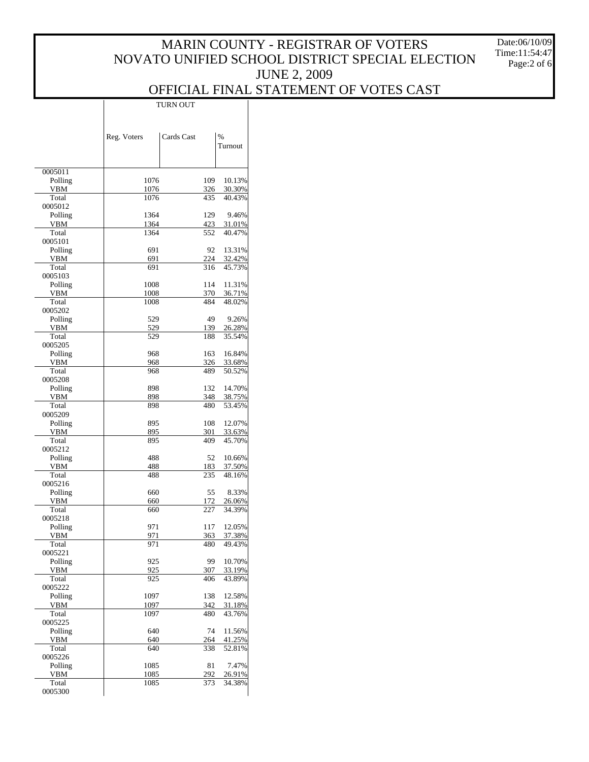# MARIN COUNTY - REGISTRAR OF VOTERS
# NOVATO UNIFIED SCHOOL DISTRICT SPECIAL ELECTION
# JUNE 2, 2009
# OFFICIAL FINAL STATEMENT OF VOTES CAST

Date:06/10/09
Time:11:54:47

| | TURN OUT | | |
|---|---|---|---|
| | Reg. Voters | Cards Cast | % Turnout |
| 0005011 | | | |
| Polling | 1076 | 109 | 10.13% |
| VBM | 1076 | 326 | 30.30% |
| Total | 1076 | 435 | 40.43% |
| 0005012 | | | |
| Polling | 1364 | 129 | 9.46% |
| VBM | 1364 | 423 | 31.01% |
| Total | 1364 | 552 | 40.47% |
| 0005101 | | | |
| Polling | 691 | 92 | 13.31% |
| VBM | 691 | 224 | 32.42% |
| Total | 691 | 316 | 45.73% |
| 0005103 | | | |
| Polling | 1008 | 114 | 11.31% |
| VBM | 1008 | 370 | 36.71% |
| Total | 1008 | 484 | 48.02% |
| 0005202 | | | |
| Polling | 529 | 49 | 9.26% |
| VBM | 529 | 139 | 26.28% |
| Total | 529 | 188 | 35.54% |
| 0005205 | | | |
| Polling | 968 | 163 | 16.84% |
| VBM | 968 | 326 | 33.68% |
| Total | 968 | 489 | 50.52% |
| 0005208 | | | |
| Polling | 898 | 132 | 14.70% |
| VBM | 898 | 348 | 38.75% |
| Total | 898 | 480 | 53.45% |
| 0005209 | | | |
| Polling | 895 | 108 | 12.07% |
| VBM | 895 | 301 | 33.63% |
| Total | 895 | 409 | 45.70% |
| 0005212 | | | |
| Polling | 488 | 52 | 10.66% |
| VBM | 488 | 183 | 37.50% |
| Total | 488 | 235 | 48.16% |
| 0005216 | | | |
| Polling | 660 | 55 | 8.33% |
| VBM | 660 | 172 | 26.06% |
| Total | 660 | 227 | 34.39% |
| 0005218 | | | |
| Polling | 971 | 117 | 12.05% |
| VBM | 971 | 363 | 37.38% |
| Total | 971 | 480 | 49.43% |
| 0005221 | | | |
| Polling | 925 | 99 | 10.70% |
| VBM | 925 | 307 | 33.19% |
| Total | 925 | 406 | 43.89% |
| 0005222 | | | |
| Polling | 1097 | 138 | 12.58% |
| VBM | 1097 | 342 | 31.18% |
| Total | 1097 | 480 | 43.76% |
| 0005225 | | | |
| Polling | 640 | 74 | 11.56% |
| VBM | 640 | 264 | 41.25% |
| Total | 640 | 338 | 52.81% |
| 0005226 | | | |
| Polling | 1085 | 81 | 7.47% |
| VBM | 1085 | 292 | 26.91% |
| Total | 1085 | 373 | 34.38% |
| 0005300 | | | |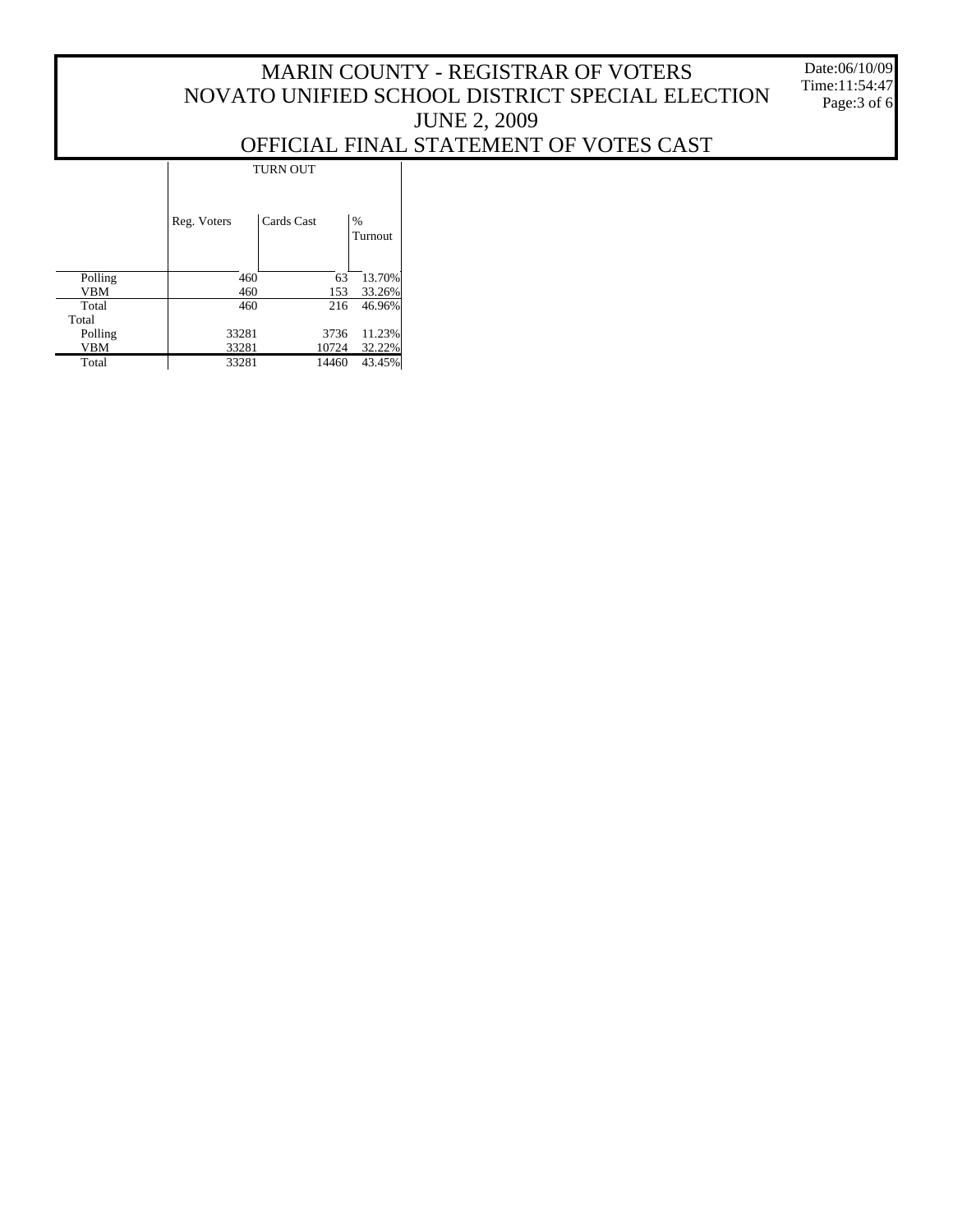# MARIN COUNTY - REGISTRAR OF VOTERS
# NOVATO UNIFIED SCHOOL DISTRICT SPECIAL ELECTION
# JUNE 2, 2009
# OFFICIAL FINAL STATEMENT OF VOTES CAST

Date:06/10/09
Time:11:54:47

| | TURN OUT | | |
|---|---|---|---|
| | Reg. Voters | Cards Cast | % Turnout |
| Polling | 460 | 63 | 13.70% |
| VBM | 460 | 153 | 33.26% |
| Total | 460 | 216 | 46.96% |
| Total | | | |
| Polling | 33281 | 3736 | 11.23% |
| VBM | 33281 | 10724 | 32.22% |
| Total | 33281 | 14460 | 43.45% |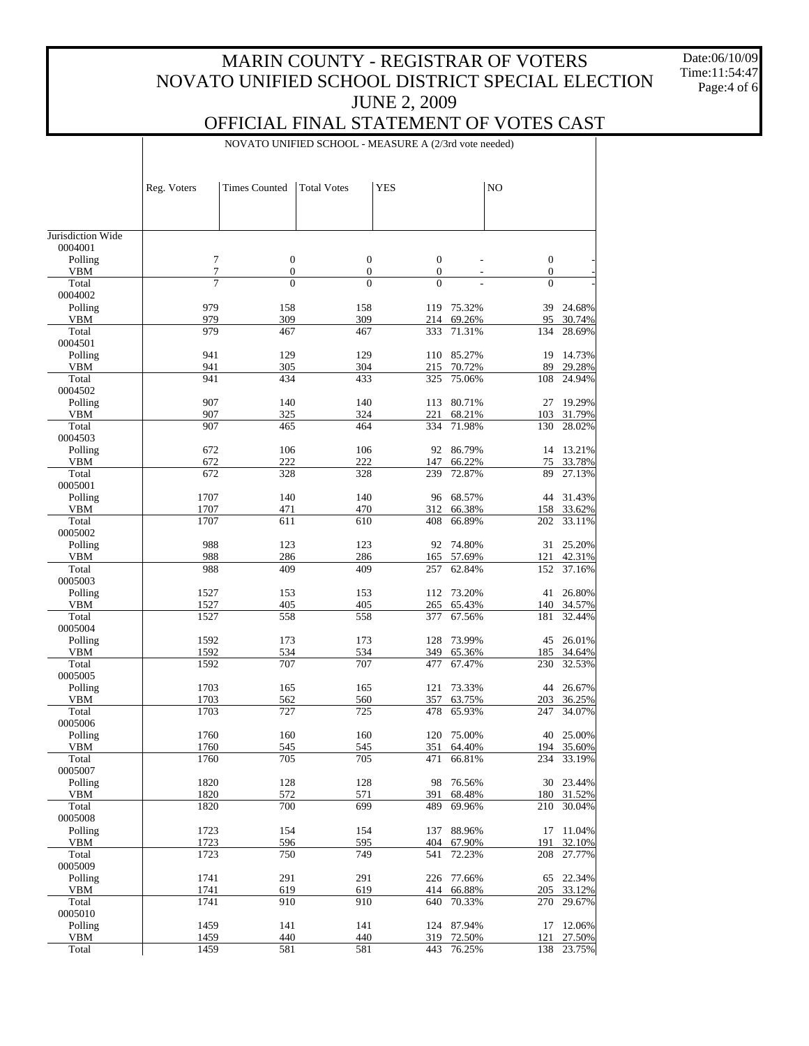# MARIN COUNTY - REGISTRAR OF VOTERS
# NOVATO UNIFIED SCHOOL DISTRICT SPECIAL ELECTION
# JUNE 2, 2009
# OFFICIAL FINAL STATEMENT OF VOTES CAST

Date:06/10/09
Time:11:54:47

NOVATO UNIFIED SCHOOL - MEASURE A (2/3rd vote needed)

| | Reg. Voters | Times Counted | Total Votes | YES | | NO | |
|---|---|---|---|---|---|---|---|
| Jurisdiction Wide | | | | | | | |
| 0004001 | | | | | | | |
| Polling | 7 | 0 | 0 | 0 | - | 0 | - |
| VBM | 7 | 0 | 0 | 0 | - | 0 | - |
| Total | 7 | 0 | 0 | 0 | - | 0 | - |
| 0004002 | | | | | | | |
| Polling | 979 | 158 | 158 | 119 | 75.32% | 39 | 24.68% |
| VBM | 979 | 309 | 309 | 214 | 69.26% | 95 | 30.74% |
| Total | 979 | 467 | 467 | 333 | 71.31% | 134 | 28.69% |
| 0004501 | | | | | | | |
| Polling | 941 | 129 | 129 | 110 | 85.27% | 19 | 14.73% |
| VBM | 941 | 305 | 304 | 215 | 70.72% | 89 | 29.28% |
| Total | 941 | 434 | 433 | 325 | 75.06% | 108 | 24.94% |
| 0004502 | | | | | | | |
| Polling | 907 | 140 | 140 | 113 | 80.71% | 27 | 19.29% |
| VBM | 907 | 325 | 324 | 221 | 68.21% | 103 | 31.79% |
| Total | 907 | 465 | 464 | 334 | 71.98% | 130 | 28.02% |
| 0004503 | | | | | | | |
| Polling | 672 | 106 | 106 | 92 | 86.79% | 14 | 13.21% |
| VBM | 672 | 222 | 222 | 147 | 66.22% | 75 | 33.78% |
| Total | 672 | 328 | 328 | 239 | 72.87% | 89 | 27.13% |
| 0005001 | | | | | | | |
| Polling | 1707 | 140 | 140 | 96 | 68.57% | 44 | 31.43% |
| VBM | 1707 | 471 | 470 | 312 | 66.38% | 158 | 33.62% |
| Total | 1707 | 611 | 610 | 408 | 66.89% | 202 | 33.11% |
| 0005002 | | | | | | | |
| Polling | 988 | 123 | 123 | 92 | 74.80% | 31 | 25.20% |
| VBM | 988 | 286 | 286 | 165 | 57.69% | 121 | 42.31% |
| Total | 988 | 409 | 409 | 257 | 62.84% | 152 | 37.16% |
| 0005003 | | | | | | | |
| Polling | 1527 | 153 | 153 | 112 | 73.20% | 41 | 26.80% |
| VBM | 1527 | 405 | 405 | 265 | 65.43% | 140 | 34.57% |
| Total | 1527 | 558 | 558 | 377 | 67.56% | 181 | 32.44% |
| 0005004 | | | | | | | |
| Polling | 1592 | 173 | 173 | 128 | 73.99% | 45 | 26.01% |
| VBM | 1592 | 534 | 534 | 349 | 65.36% | 185 | 34.64% |
| Total | 1592 | 707 | 707 | 477 | 67.47% | 230 | 32.53% |
| 0005005 | | | | | | | |
| Polling | 1703 | 165 | 165 | 121 | 73.33% | 44 | 26.67% |
| VBM | 1703 | 562 | 560 | 357 | 63.75% | 203 | 36.25% |
| Total | 1703 | 727 | 725 | 478 | 65.93% | 247 | 34.07% |
| 0005006 | | | | | | | |
| Polling | 1760 | 160 | 160 | 120 | 75.00% | 40 | 25.00% |
| VBM | 1760 | 545 | 545 | 351 | 64.40% | 194 | 35.60% |
| Total | 1760 | 705 | 705 | 471 | 66.81% | 234 | 33.19% |
| 0005007 | | | | | | | |
| Polling | 1820 | 128 | 128 | 98 | 76.56% | 30 | 23.44% |
| VBM | 1820 | 572 | 571 | 391 | 68.48% | 180 | 31.52% |
| Total | 1820 | 700 | 699 | 489 | 69.96% | 210 | 30.04% |
| 0005008 | | | | | | | |
| Polling | 1723 | 154 | 154 | 137 | 88.96% | 17 | 11.04% |
| VBM | 1723 | 596 | 595 | 404 | 67.90% | 191 | 32.10% |
| Total | 1723 | 750 | 749 | 541 | 72.23% | 208 | 27.77% |
| 0005009 | | | | | | | |
| Polling | 1741 | 291 | 291 | 226 | 77.66% | 65 | 22.34% |
| VBM | 1741 | 619 | 619 | 414 | 66.88% | 205 | 33.12% |
| Total | 1741 | 910 | 910 | 640 | 70.33% | 270 | 29.67% |
| 0005010 | | | | | | | |
| Polling | 1459 | 141 | 141 | 124 | 87.94% | 17 | 12.06% |
| VBM | 1459 | 440 | 440 | 319 | 72.50% | 121 | 27.50% |
| Total | 1459 | 581 | 581 | 443 | 76.25% | 138 | 23.75% |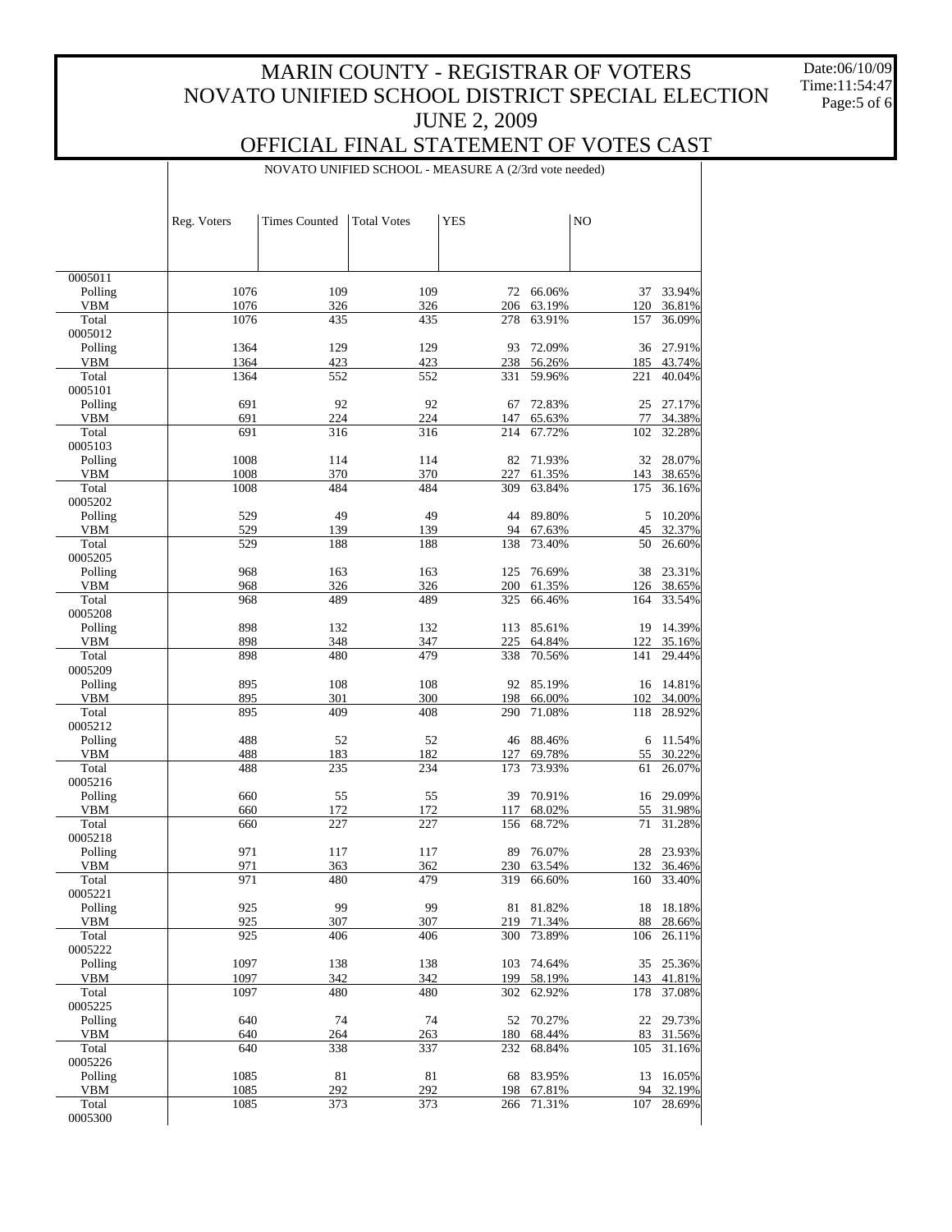# MARIN COUNTY - REGISTRAR OF VOTERS
# NOVATO UNIFIED SCHOOL DISTRICT SPECIAL ELECTION
# JUNE 2, 2009
# OFFICIAL FINAL STATEMENT OF VOTES CAST

Date:06/10/09
Time:11:54:47

NOVATO UNIFIED SCHOOL - MEASURE A (2/3rd vote needed)

| | Reg. Voters | Times Counted | Total Votes | YES | | NO | |
|---|---|---|---|---|---|---|---|
| 0005011 | | | | | | | |
| Polling | 1076 | 109 | 109 | 72 | 66.06% | 37 | 33.94% |
| VBM | 1076 | 326 | 326 | 206 | 63.19% | 120 | 36.81% |
| Total | 1076 | 435 | 435 | 278 | 63.91% | 157 | 36.09% |
| 0005012 | | | | | | | |
| Polling | 1364 | 129 | 129 | 93 | 72.09% | 36 | 27.91% |
| VBM | 1364 | 423 | 423 | 238 | 56.26% | 185 | 43.74% |
| Total | 1364 | 552 | 552 | 331 | 59.96% | 221 | 40.04% |
| 0005101 | | | | | | | |
| Polling | 691 | 92 | 92 | 67 | 72.83% | 25 | 27.17% |
| VBM | 691 | 224 | 224 | 147 | 65.63% | 77 | 34.38% |
| Total | 691 | 316 | 316 | 214 | 67.72% | 102 | 32.28% |
| 0005103 | | | | | | | |
| Polling | 1008 | 114 | 114 | 82 | 71.93% | 32 | 28.07% |
| VBM | 1008 | 370 | 370 | 227 | 61.35% | 143 | 38.65% |
| Total | 1008 | 484 | 484 | 309 | 63.84% | 175 | 36.16% |
| 0005202 | | | | | | | |
| Polling | 529 | 49 | 49 | 44 | 89.80% | 5 | 10.20% |
| VBM | 529 | 139 | 139 | 94 | 67.63% | 45 | 32.37% |
| Total | 529 | 188 | 188 | 138 | 73.40% | 50 | 26.60% |
| 0005205 | | | | | | | |
| Polling | 968 | 163 | 163 | 125 | 76.69% | 38 | 23.31% |
| VBM | 968 | 326 | 326 | 200 | 61.35% | 126 | 38.65% |
| Total | 968 | 489 | 489 | 325 | 66.46% | 164 | 33.54% |
| 0005208 | | | | | | | |
| Polling | 898 | 132 | 132 | 113 | 85.61% | 19 | 14.39% |
| VBM | 898 | 348 | 347 | 225 | 64.84% | 122 | 35.16% |
| Total | 898 | 480 | 479 | 338 | 70.56% | 141 | 29.44% |
| 0005209 | | | | | | | |
| Polling | 895 | 108 | 108 | 92 | 85.19% | 16 | 14.81% |
| VBM | 895 | 301 | 300 | 198 | 66.00% | 102 | 34.00% |
| Total | 895 | 409 | 408 | 290 | 71.08% | 118 | 28.92% |
| 0005212 | | | | | | | |
| Polling | 488 | 52 | 52 | 46 | 88.46% | 6 | 11.54% |
| VBM | 488 | 183 | 182 | 127 | 69.78% | 55 | 30.22% |
| Total | 488 | 235 | 234 | 173 | 73.93% | 61 | 26.07% |
| 0005216 | | | | | | | |
| Polling | 660 | 55 | 55 | 39 | 70.91% | 16 | 29.09% |
| VBM | 660 | 172 | 172 | 117 | 68.02% | 55 | 31.98% |
| Total | 660 | 227 | 227 | 156 | 68.72% | 71 | 31.28% |
| 0005218 | | | | | | | |
| Polling | 971 | 117 | 117 | 89 | 76.07% | 28 | 23.93% |
| VBM | 971 | 363 | 362 | 230 | 63.54% | 132 | 36.46% |
| Total | 971 | 480 | 479 | 319 | 66.60% | 160 | 33.40% |
| 0005221 | | | | | | | |
| Polling | 925 | 99 | 99 | 81 | 81.82% | 18 | 18.18% |
| VBM | 925 | 307 | 307 | 219 | 71.34% | 88 | 28.66% |
| Total | 925 | 406 | 406 | 300 | 73.89% | 106 | 26.11% |
| 0005222 | | | | | | | |
| Polling | 1097 | 138 | 138 | 103 | 74.64% | 35 | 25.36% |
| VBM | 1097 | 342 | 342 | 199 | 58.19% | 143 | 41.81% |
| Total | 1097 | 480 | 480 | 302 | 62.92% | 178 | 37.08% |
| 0005225 | | | | | | | |
| Polling | 640 | 74 | 74 | 52 | 70.27% | 22 | 29.73% |
| VBM | 640 | 264 | 263 | 180 | 68.44% | 83 | 31.56% |
| Total | 640 | 338 | 337 | 232 | 68.84% | 105 | 31.16% |
| 0005226 | | | | | | | |
| Polling | 1085 | 81 | 81 | 68 | 83.95% | 13 | 16.05% |
| VBM | 1085 | 292 | 292 | 198 | 67.81% | 94 | 32.19% |
| Total | 1085 | 373 | 373 | 266 | 71.31% | 107 | 28.69% |
| 0005300 | | | | | | | |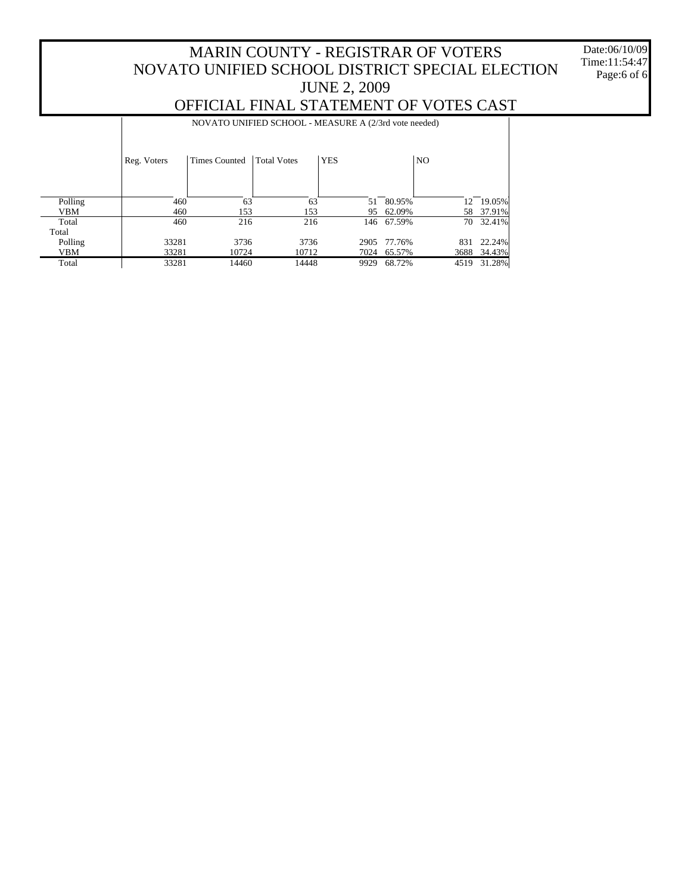# MARIN COUNTY - REGISTRAR OF VOTERS
# NOVATO UNIFIED SCHOOL DISTRICT SPECIAL ELECTION
# JUNE 2, 2009
# OFFICIAL FINAL STATEMENT OF VOTES CAST

Date:06/10/09
Time:11:54:47

NOVATO UNIFIED SCHOOL - MEASURE A (2/3rd vote needed)

| | Reg. Voters | Times Counted | Total Votes | YES | | NO | |
|---|---|---|---|---|---|---|---|
| Polling | 460 | 63 | 63 | 51 | 80.95% | 12 | 19.05% |
| VBM | 460 | 153 | 153 | 95 | 62.09% | 58 | 37.91% |
| Total | 460 | 216 | 216 | 146 | 67.59% | 70 | 32.41% |
| Total | | | | | | | |
| Polling | 33281 | 3736 | 3736 | 2905 | 77.76% | 831 | 22.24% |
| VBM | 33281 | 10724 | 10712 | 7024 | 65.57% | 3688 | 34.43% |
| Total | 33281 | 14460 | 14448 | 9929 | 68.72% | 4519 | 31.28% |